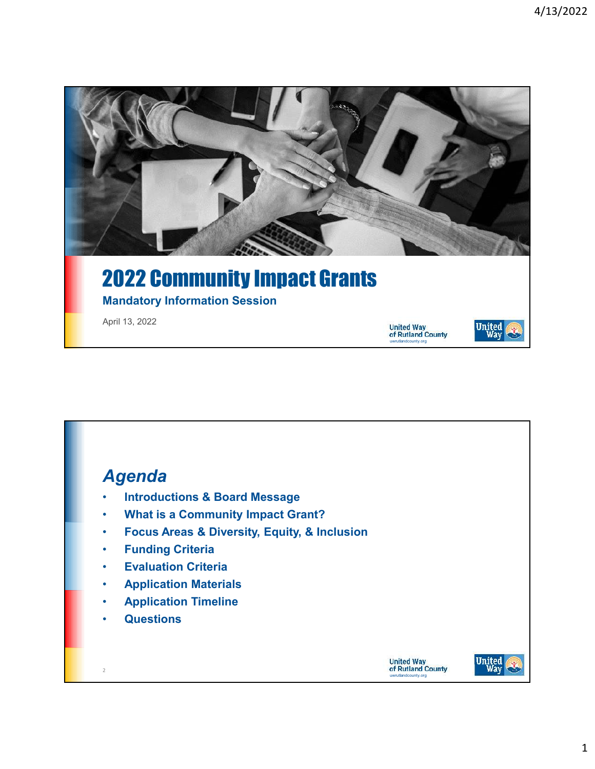# 2022 Community Impact Grants

**Mandatory Information Session**

April 13, 2022

United Way of Rutland County
uwrutlandcounty.org

## *Agenda*

- **Introductions & Board Message**
- **What is a Community Impact Grant?**
- **Focus Areas & Diversity, Equity, & Inclusion**
- **Funding Criteria**
- **Evaluation Criteria**
- **Application Materials**
- **Application Timeline**
- **Questions**

United Way of Rutland County
uwrutlandcounty.org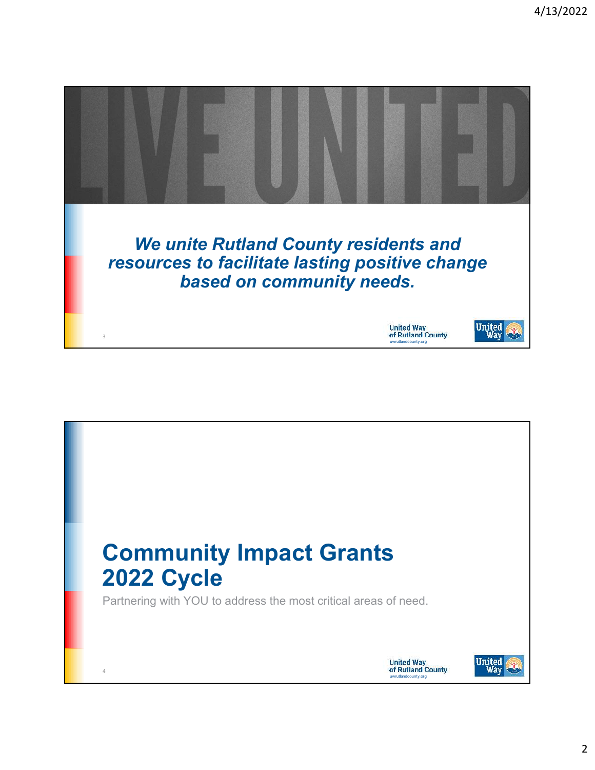LIVE UNITED

***We unite Rutland County residents and resources to facilitate lasting positive change based on community needs.***

United Way of Rutland County
uwrutlandcounty.org

# Community Impact Grants 2022 Cycle

Partnering with YOU to address the most critical areas of need.

United Way of Rutland County
uwrutlandcounty.org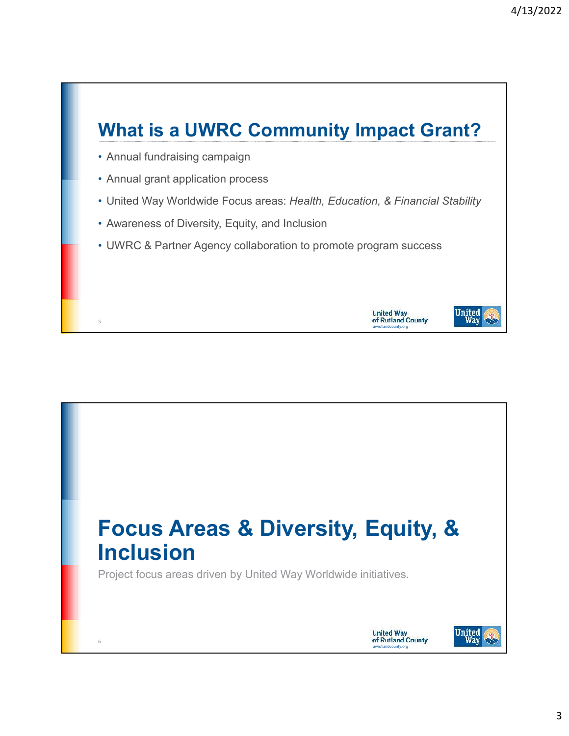## What is a UWRC Community Impact Grant?

- Annual fundraising campaign
- Annual grant application process
- United Way Worldwide Focus areas: *Health, Education, & Financial Stability*
- Awareness of Diversity, Equity, and Inclusion
- UWRC & Partner Agency collaboration to promote program success

United Way of Rutland County
uwrutlandcounty.org

## Focus Areas & Diversity, Equity, & Inclusion

Project focus areas driven by United Way Worldwide initiatives.

United Way of Rutland County
uwrutlandcounty.org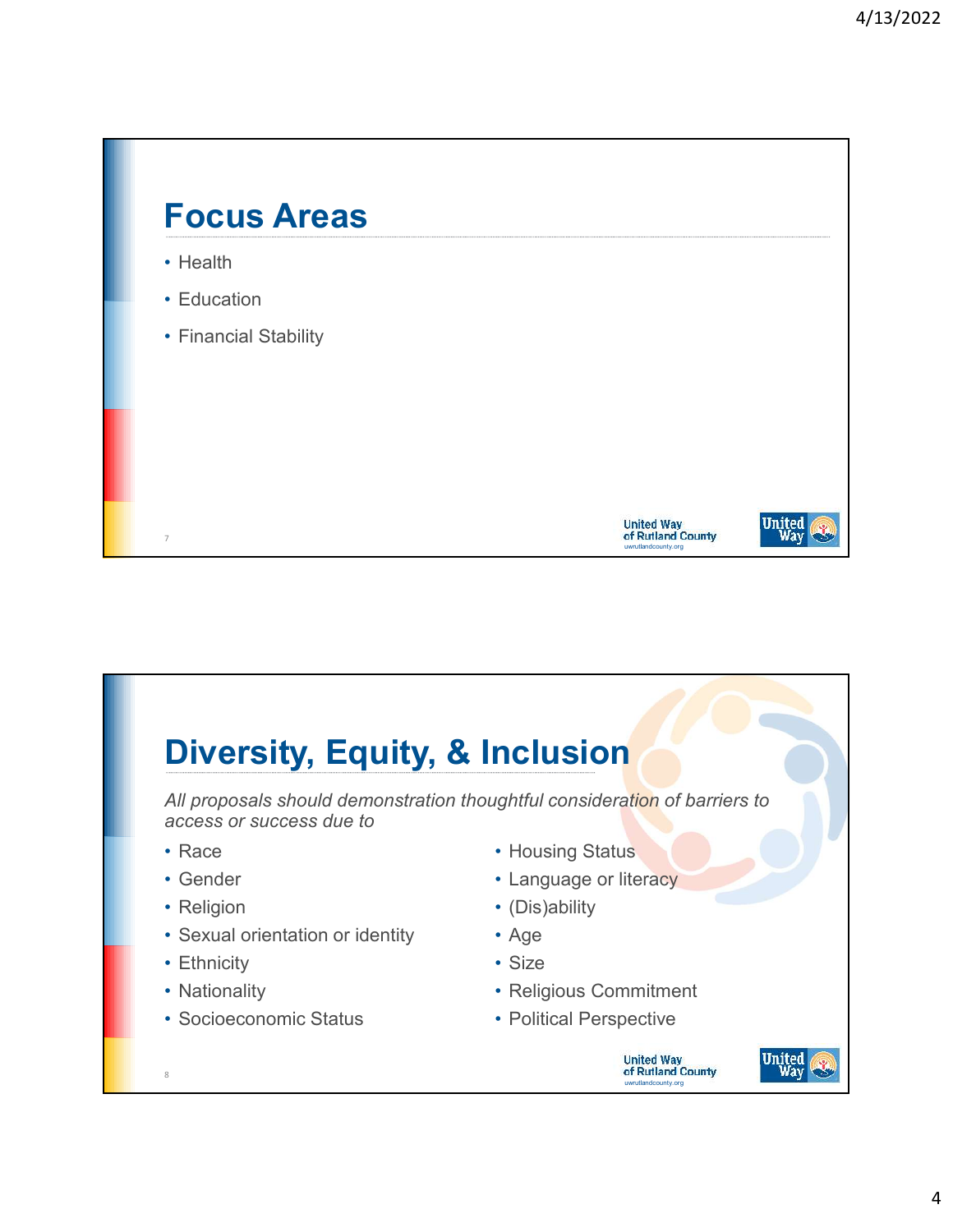## Focus Areas

- Health
- Education
- Financial Stability

## Diversity, Equity, & Inclusion

*All proposals should demonstration thoughtful consideration of barriers to access or success due to*

- Race
- Gender
- Religion
- Sexual orientation or identity
- Ethnicity
- Nationality
- Socioeconomic Status
- Housing Status
- Language or literacy
- (Dis)ability
- Age
- Size
- Religious Commitment
- Political Perspective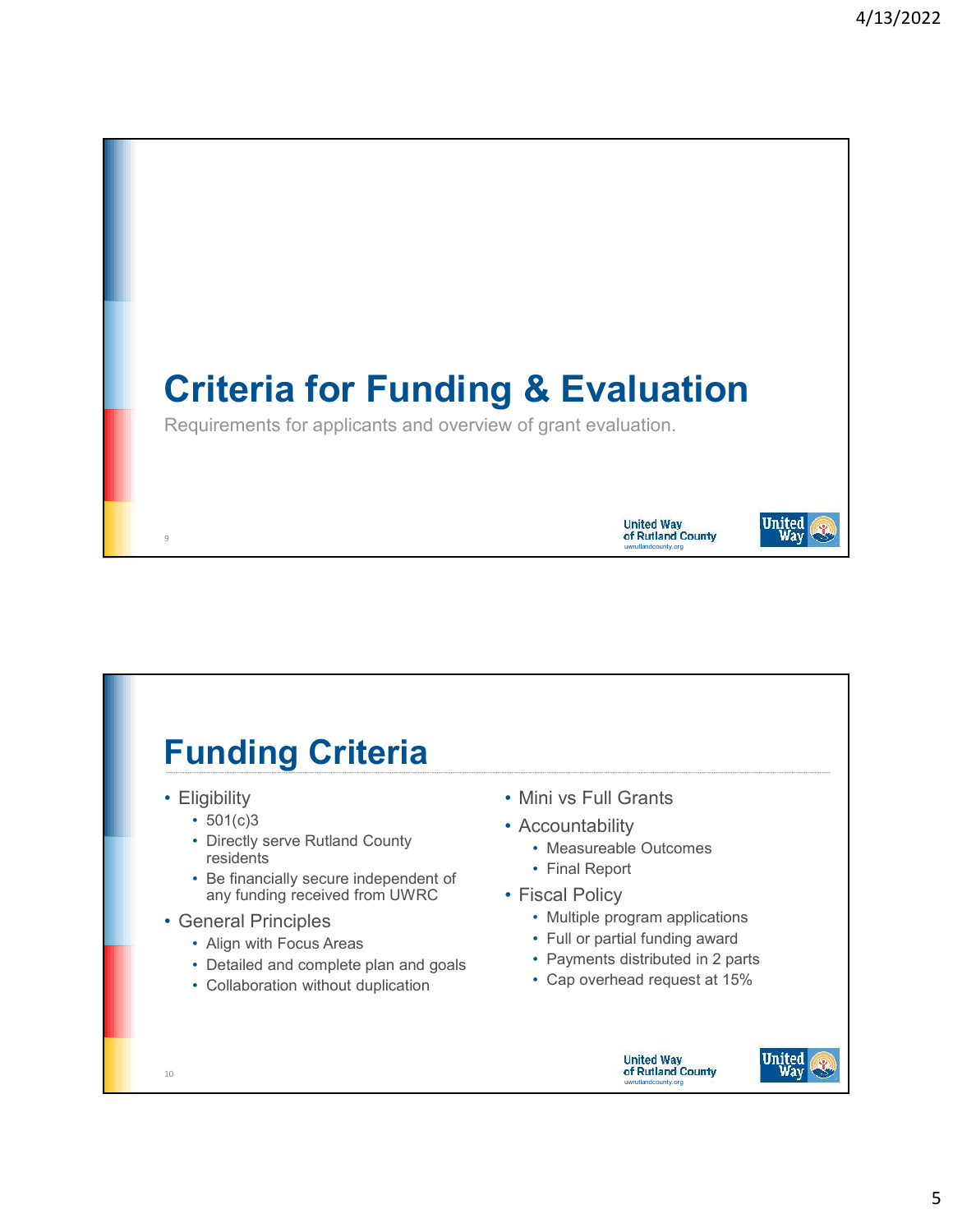# Criteria for Funding & Evaluation

Requirements for applicants and overview of grant evaluation.

# Funding Criteria

- Eligibility
  - 501(c)3
  - Directly serve Rutland County residents
  - Be financially secure independent of any funding received from UWRC
- General Principles
  - Align with Focus Areas
  - Detailed and complete plan and goals
  - Collaboration without duplication
- Mini vs Full Grants
- Accountability
  - Measureable Outcomes
  - Final Report
- Fiscal Policy
  - Multiple program applications
  - Full or partial funding award
  - Payments distributed in 2 parts
  - Cap overhead request at 15%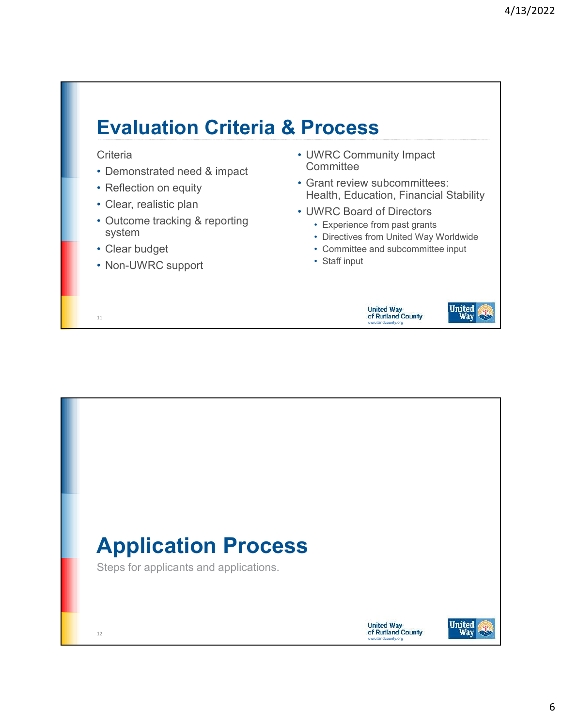## Evaluation Criteria & Process

Criteria

- Demonstrated need & impact
- Reflection on equity
- Clear, realistic plan
- Outcome tracking & reporting system
- Clear budget
- Non-UWRC support

- UWRC Community Impact Committee
- Grant review subcommittees: Health, Education, Financial Stability
- UWRC Board of Directors
  - Experience from past grants
  - Directives from United Way Worldwide
  - Committee and subcommittee input
  - Staff input

## Application Process

Steps for applicants and applications.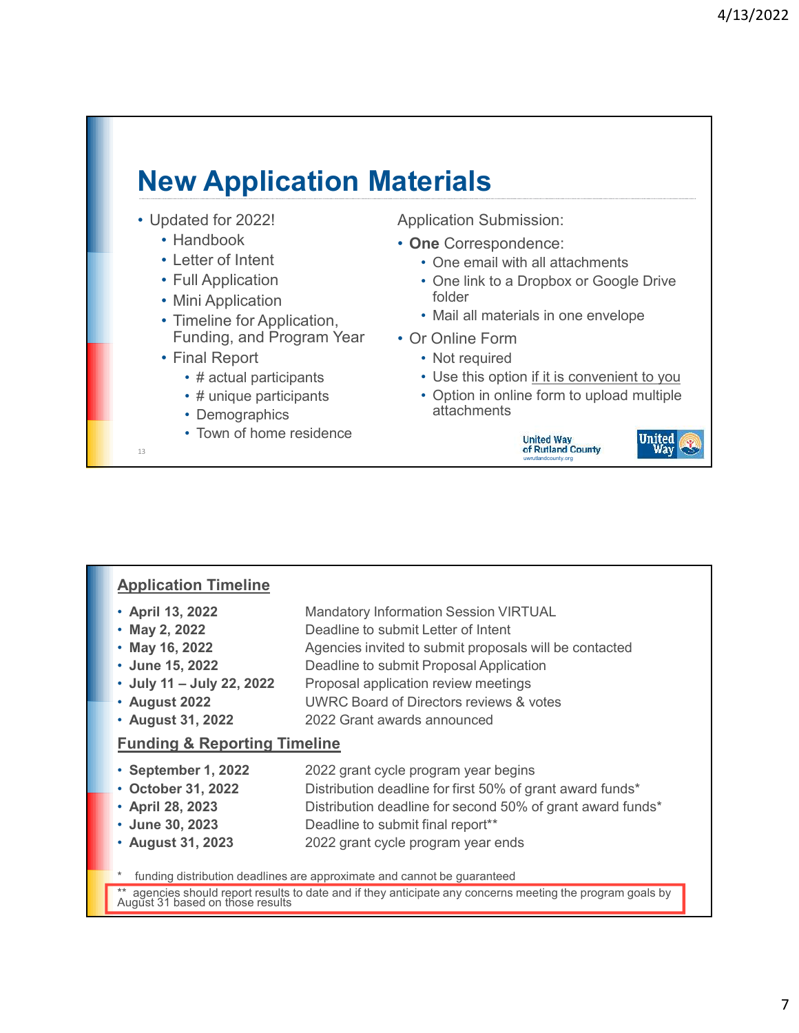# New Application Materials

- Updated for 2022!
  - Handbook
  - Letter of Intent
  - Full Application
  - Mini Application
  - Timeline for Application, Funding, and Program Year
  - Final Report
    - # actual participants
    - # unique participants
    - Demographics
    - Town of home residence

Application Submission:

- **One** Correspondence:
  - One email with all attachments
  - One link to a Dropbox or Google Drive folder
  - Mail all materials in one envelope
- Or Online Form
  - Not required
  - Use this option <u>if it is convenient to you</u>
  - Option in online form to upload multiple attachments

United Way of Rutland County
uwrutlandcounty.org

## Application Timeline

- **April 13, 2022** — Mandatory Information Session VIRTUAL
- **May 2, 2022** — Deadline to submit Letter of Intent
- **May 16, 2022** — Agencies invited to submit proposals will be contacted
- **June 15, 2022** — Deadline to submit Proposal Application
- **July 11 – July 22, 2022** — Proposal application review meetings
- **August 2022** — UWRC Board of Directors reviews & votes
- **August 31, 2022** — 2022 Grant awards announced

## Funding & Reporting Timeline

- **September 1, 2022** — 2022 grant cycle program year begins
- **October 31, 2022** — Distribution deadline for first 50% of grant award funds*
- **April 28, 2023** — Distribution deadline for second 50% of grant award funds*
- **June 30, 2023** — Deadline to submit final report**
- **August 31, 2023** — 2022 grant cycle program year ends

\* funding distribution deadlines are approximate and cannot be guaranteed

\** agencies should report results to date and if they anticipate any concerns meeting the program goals by August 31 based on those results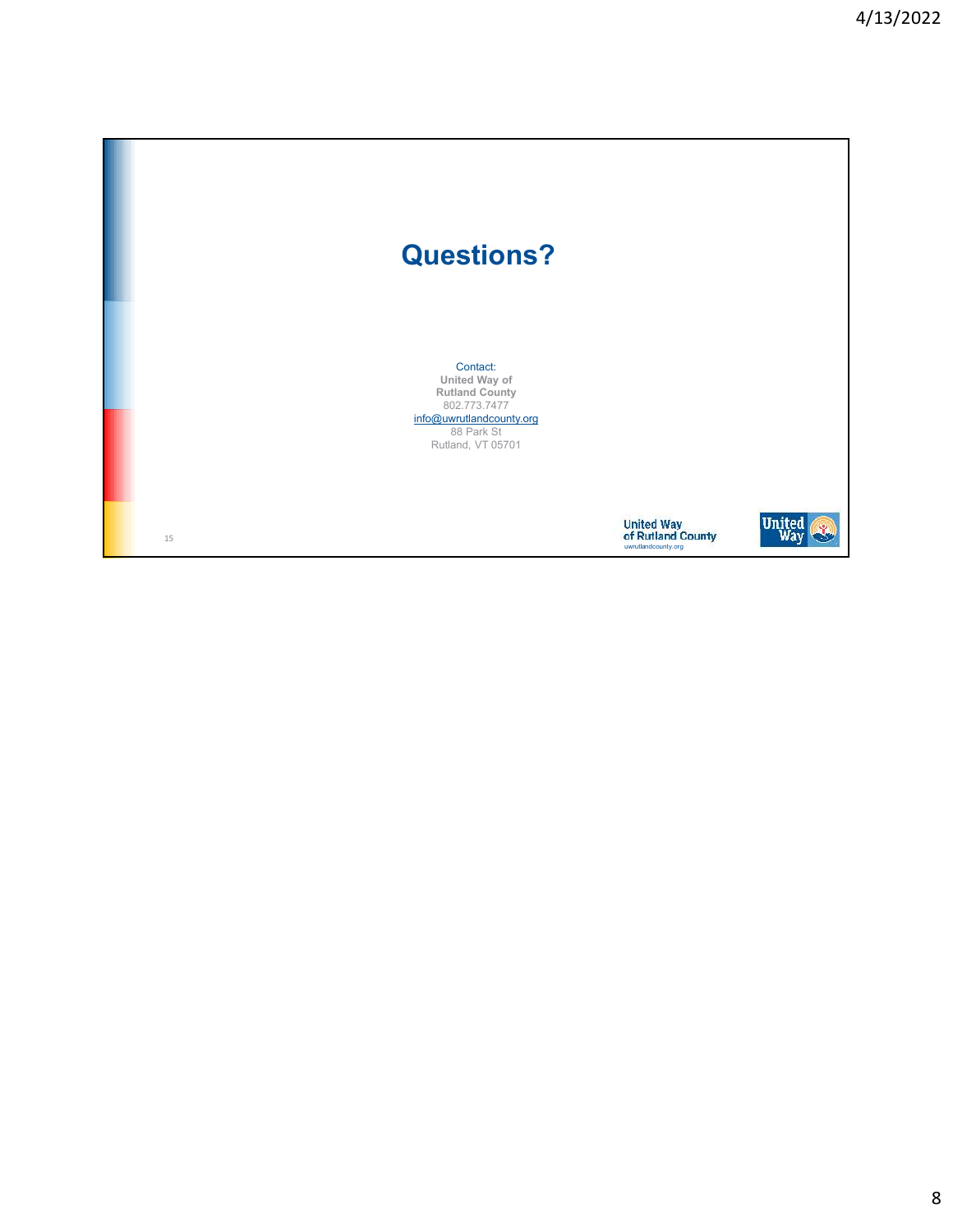# Questions?

Contact:
**United Way of Rutland County**
802.773.7477
info@uwrutlandcounty.org
88 Park St
Rutland, VT 05701

United Way of Rutland County
uwrutlandcounty.org